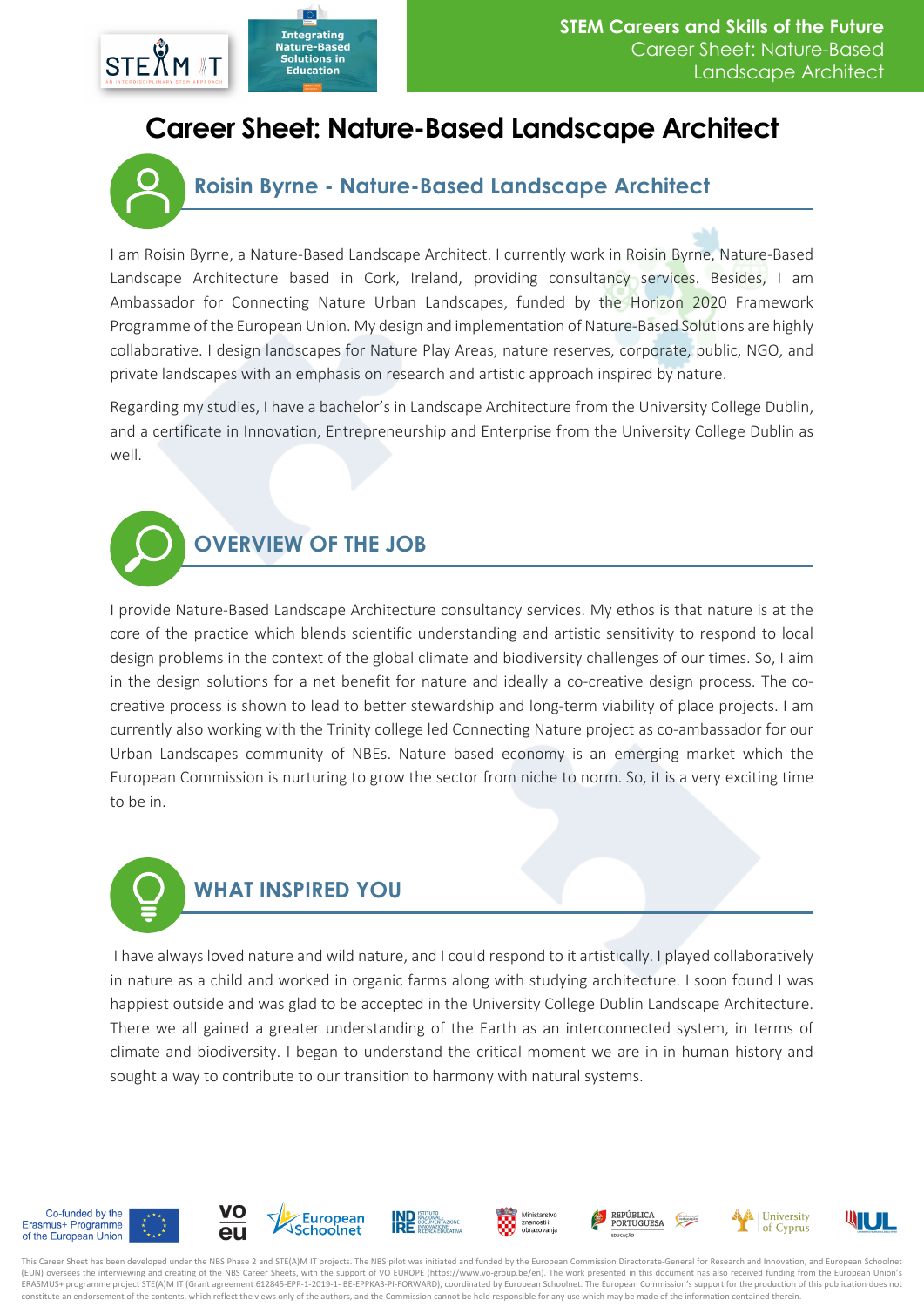# Career Sheet: Nature-Based Landscape Architect

## Roisin Byrne - Nature-Based Landscape Architect

I am Roisin Byrne, a Nature-Based Landscape Architect. I currently work in Roisin Byrne, Nature-Based Landscape Architecture based in Cork, Ireland, providing consultancy services. Besides, I am Ambassador for Connecting Nature Urban Landscapes, funded by the Horizon 2020 Framework Programme of the European Union. My design and implementation of Nature-Based Solutions are highly collaborative. I design landscapes for Nature Play Areas, nature reserves, corporate, public, NGO, and private landscapes with an emphasis on research and artistic approach inspired by nature.

Regarding my studies, I have a bachelor's in Landscape Architecture from the University College Dublin, and a certificate in Innovation, Entrepreneurship and Enterprise from the University College Dublin as well.

## OVERVIEW OF THE JOB

I provide Nature-Based Landscape Architecture consultancy services. My ethos is that nature is at the core of the practice which blends scientific understanding and artistic sensitivity to respond to local design problems in the context of the global climate and biodiversity challenges of our times. So, I aim in the design solutions for a net benefit for nature and ideally a co-creative design process. The co-creative process is shown to lead to better stewardship and long-term viability of place projects. I am currently also working with the Trinity college led Connecting Nature project as co-ambassador for our Urban Landscapes community of NBEs. Nature based economy is an emerging market which the European Commission is nurturing to grow the sector from niche to norm. So, it is a very exciting time to be in.

## WHAT INSPIRED YOU

I have always loved nature and wild nature, and I could respond to it artistically. I played collaboratively in nature as a child and worked in organic farms along with studying architecture. I soon found I was happiest outside and was glad to be accepted in the University College Dublin Landscape Architecture. There we all gained a greater understanding of the Earth as an interconnected system, in terms of climate and biodiversity. I began to understand the critical moment we are in in human history and sought a way to contribute to our transition to harmony with natural systems.

This Career Sheet has been developed under the NBS Phase 2 and STE(A)M IT projects. The NBS pilot was initiated and funded by the European Commission Directorate-General for Research and Innovation, and European Schoolnet (EUN) oversees the interviewing and creating of the NBS Career Sheets, with the support of VO EUROPE (https://www.vo-group.be/en). The work presented in this document has also received funding from the European Union's ERASMUS+ programme project STE(A)M IT (Grant agreement 612845-EPP-1-2019-1- BE-EPPKA3-PI-FORWARD), coordinated by European Schoolnet. The European Commission's support for the production of this publication does not constitute an endorsement of the contents, which reflect the views only of the authors, and the Commission cannot be held responsible for any use which may be made of the information contained therein.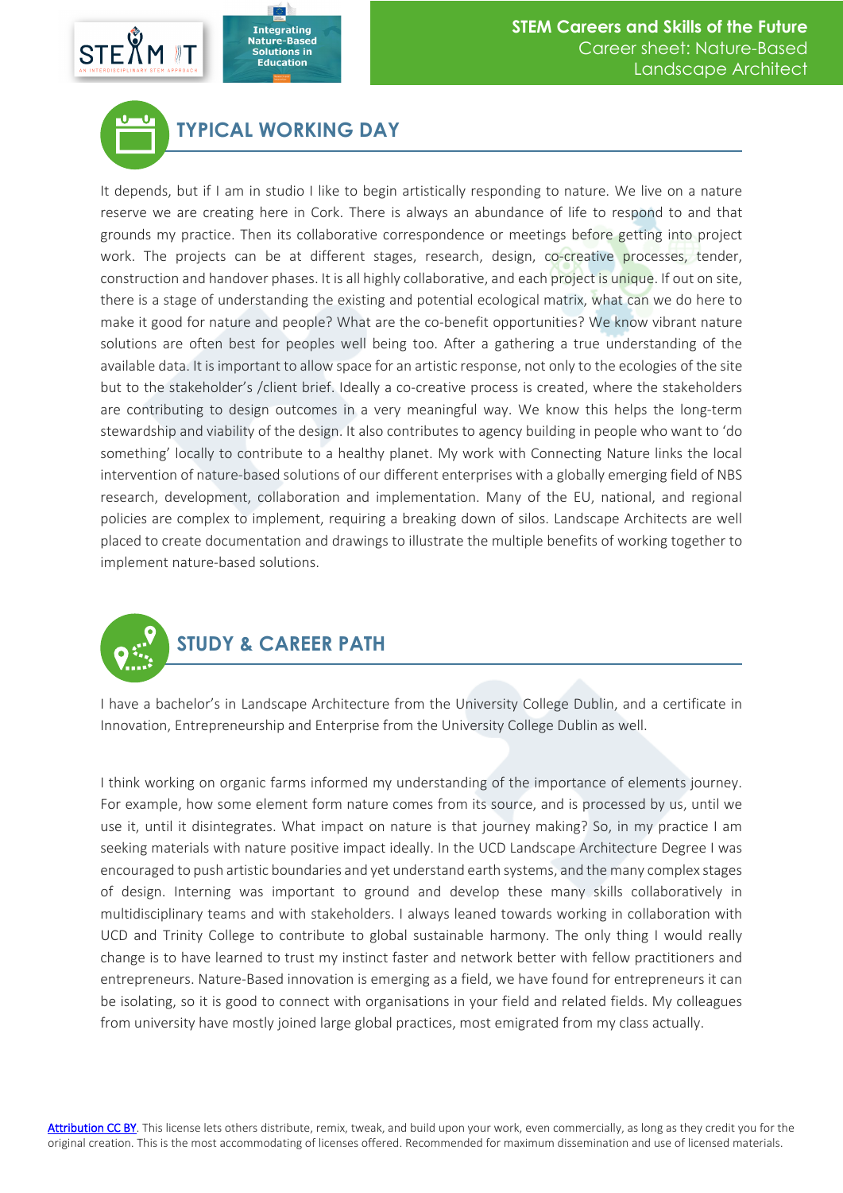## TYPICAL WORKING DAY

It depends, but if I am in studio I like to begin artistically responding to nature. We live on a nature reserve we are creating here in Cork. There is always an abundance of life to respond to and that grounds my practice. Then its collaborative correspondence or meetings before getting into project work. The projects can be at different stages, research, design, co-creative processes, tender, construction and handover phases. It is all highly collaborative, and each project is unique. If out on site, there is a stage of understanding the existing and potential ecological matrix, what can we do here to make it good for nature and people? What are the co-benefit opportunities? We know vibrant nature solutions are often best for peoples well being too. After a gathering a true understanding of the available data. It is important to allow space for an artistic response, not only to the ecologies of the site but to the stakeholder's /client brief. Ideally a co-creative process is created, where the stakeholders are contributing to design outcomes in a very meaningful way. We know this helps the long-term stewardship and viability of the design. It also contributes to agency building in people who want to 'do something' locally to contribute to a healthy planet. My work with Connecting Nature links the local intervention of nature-based solutions of our different enterprises with a globally emerging field of NBS research, development, collaboration and implementation. Many of the EU, national, and regional policies are complex to implement, requiring a breaking down of silos. Landscape Architects are well placed to create documentation and drawings to illustrate the multiple benefits of working together to implement nature-based solutions.

## STUDY & CAREER PATH

I have a bachelor's in Landscape Architecture from the University College Dublin, and a certificate in Innovation, Entrepreneurship and Enterprise from the University College Dublin as well.

I think working on organic farms informed my understanding of the importance of elements journey. For example, how some element form nature comes from its source, and is processed by us, until we use it, until it disintegrates. What impact on nature is that journey making? So, in my practice I am seeking materials with nature positive impact ideally. In the UCD Landscape Architecture Degree I was encouraged to push artistic boundaries and yet understand earth systems, and the many complex stages of design. Interning was important to ground and develop these many skills collaboratively in multidisciplinary teams and with stakeholders. I always leaned towards working in collaboration with UCD and Trinity College to contribute to global sustainable harmony. The only thing I would really change is to have learned to trust my instinct faster and network better with fellow practitioners and entrepreneurs. Nature-Based innovation is emerging as a field, we have found for entrepreneurs it can be isolating, so it is good to connect with organisations in your field and related fields. My colleagues from university have mostly joined large global practices, most emigrated from my class actually.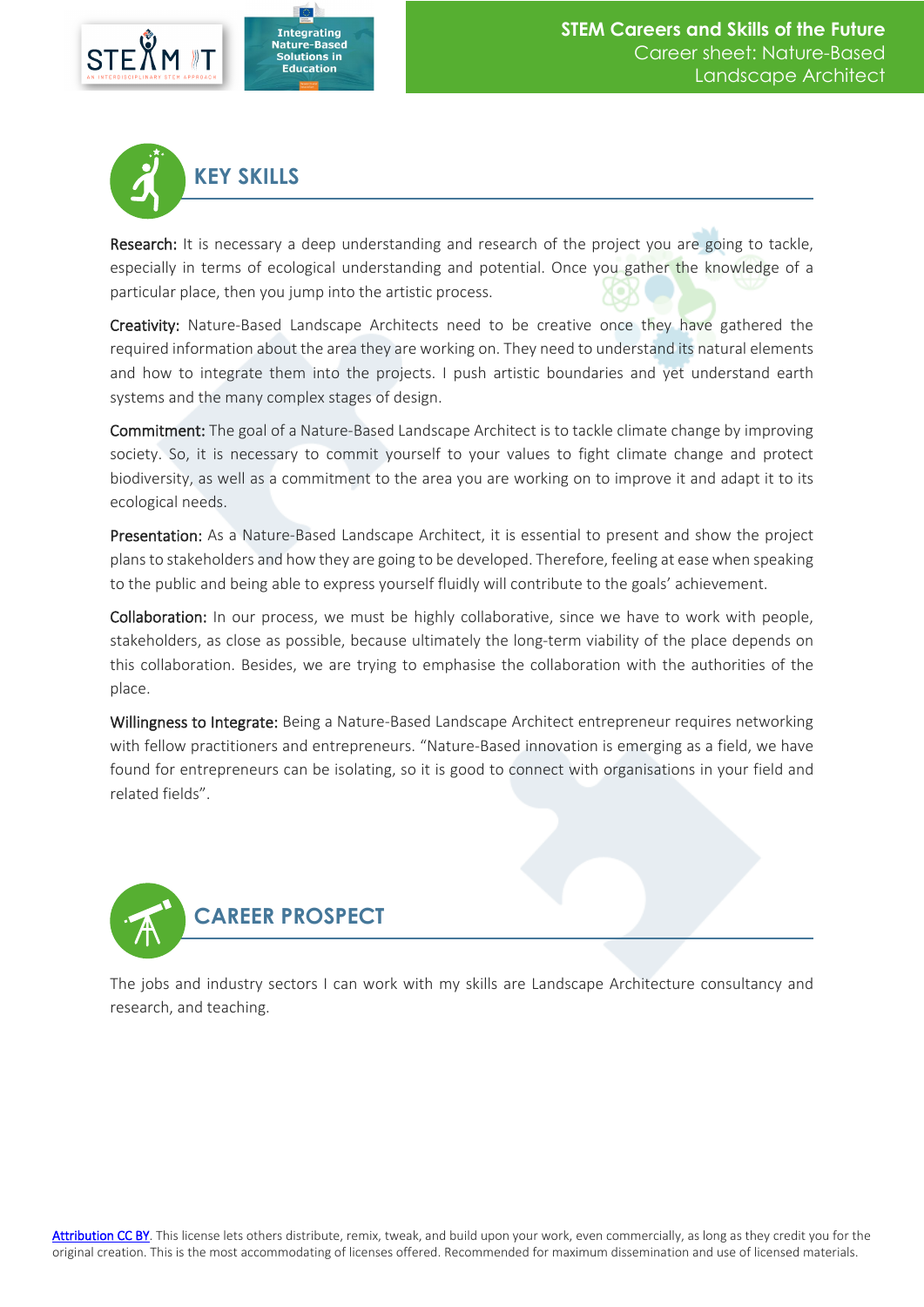## KEY SKILLS

**Research:** It is necessary a deep understanding and research of the project you are going to tackle, especially in terms of ecological understanding and potential. Once you gather the knowledge of a particular place, then you jump into the artistic process.

**Creativity:** Nature-Based Landscape Architects need to be creative once they have gathered the required information about the area they are working on. They need to understand its natural elements and how to integrate them into the projects. I push artistic boundaries and yet understand earth systems and the many complex stages of design.

**Commitment:** The goal of a Nature-Based Landscape Architect is to tackle climate change by improving society. So, it is necessary to commit yourself to your values to fight climate change and protect biodiversity, as well as a commitment to the area you are working on to improve it and adapt it to its ecological needs.

**Presentation:** As a Nature-Based Landscape Architect, it is essential to present and show the project plans to stakeholders and how they are going to be developed. Therefore, feeling at ease when speaking to the public and being able to express yourself fluidly will contribute to the goals' achievement.

**Collaboration:** In our process, we must be highly collaborative, since we have to work with people, stakeholders, as close as possible, because ultimately the long-term viability of the place depends on this collaboration. Besides, we are trying to emphasise the collaboration with the authorities of the place.

**Willingness to Integrate:** Being a Nature-Based Landscape Architect entrepreneur requires networking with fellow practitioners and entrepreneurs. "Nature-Based innovation is emerging as a field, we have found for entrepreneurs can be isolating, so it is good to connect with organisations in your field and related fields".

## CAREER PROSPECT

The jobs and industry sectors I can work with my skills are Landscape Architecture consultancy and research, and teaching.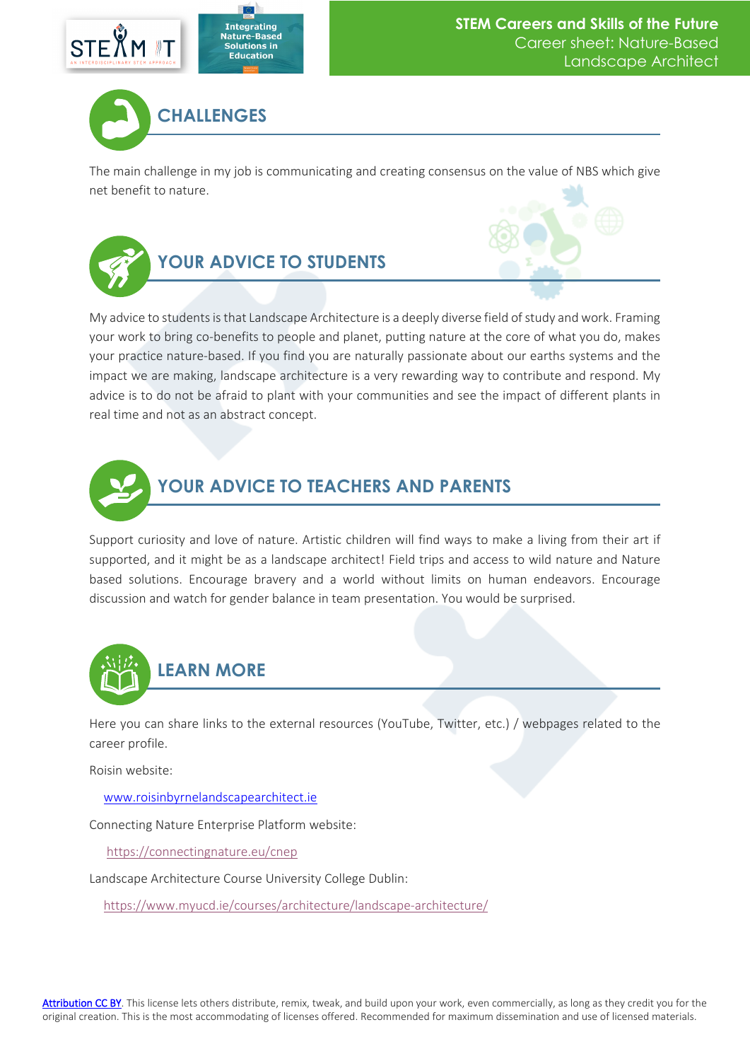## CHALLENGES

The main challenge in my job is communicating and creating consensus on the value of NBS which give net benefit to nature.

## YOUR ADVICE TO STUDENTS

My advice to students is that Landscape Architecture is a deeply diverse field of study and work. Framing your work to bring co-benefits to people and planet, putting nature at the core of what you do, makes your practice nature-based. If you find you are naturally passionate about our earths systems and the impact we are making, landscape architecture is a very rewarding way to contribute and respond. My advice is to do not be afraid to plant with your communities and see the impact of different plants in real time and not as an abstract concept.

## YOUR ADVICE TO TEACHERS AND PARENTS

Support curiosity and love of nature. Artistic children will find ways to make a living from their art if supported, and it might be as a landscape architect! Field trips and access to wild nature and Nature based solutions. Encourage bravery and a world without limits on human endeavors. Encourage discussion and watch for gender balance in team presentation. You would be surprised.

## LEARN MORE

Here you can share links to the external resources (YouTube, Twitter, etc.) / webpages related to the career profile.

Roisin website:

[www.roisinbyrnelandscapearchitect.ie](http://www.roisinbyrnelandscapearchitect.ie)

Connecting Nature Enterprise Platform website:

[https://connectingnature.eu/cnep](https://connectingnature.eu/cnep)

Landscape Architecture Course University College Dublin:

[https://www.myucd.ie/courses/architecture/landscape-architecture/](https://www.myucd.ie/courses/architecture/landscape-architecture/)

Attribution CC BY. This license lets others distribute, remix, tweak, and build upon your work, even commercially, as long as they credit you for the original creation. This is the most accommodating of licenses offered. Recommended for maximum dissemination and use of licensed materials.